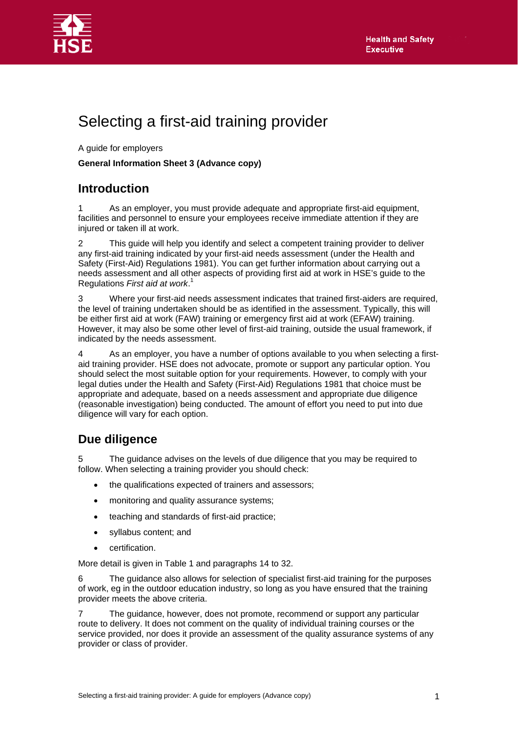# Selecting a first-aid training provider

A guide for employers

**General Information Sheet 3 (Advance copy)**

## Introduction

1 As an employer, you must provide adequate and appropriate first-aid equipment, facilities and personnel to ensure your employees receive immediate attention if they are injured or taken ill at work.

2 This guide will help you identify and select a competent training provider to deliver any first-aid training indicated by your first-aid needs assessment (under the Health and Safety (First-Aid) Regulations 1981). You can get further information about carrying out a needs assessment and all other aspects of providing first aid at work in HSE's guide to the Regulations *First aid at work*.[1]

3 Where your first-aid needs assessment indicates that trained first-aiders are required, the level of training undertaken should be as identified in the assessment. Typically, this will be either first aid at work (FAW) training or emergency first aid at work (EFAW) training. However, it may also be some other level of first-aid training, outside the usual framework, if indicated by the needs assessment.

4 As an employer, you have a number of options available to you when selecting a first-aid training provider. HSE does not advocate, promote or support any particular option. You should select the most suitable option for your requirements. However, to comply with your legal duties under the Health and Safety (First-Aid) Regulations 1981 that choice must be appropriate and adequate, based on a needs assessment and appropriate due diligence (reasonable investigation) being conducted. The amount of effort you need to put into due diligence will vary for each option.

## Due diligence

5 The guidance advises on the levels of due diligence that you may be required to follow. When selecting a training provider you should check:

- the qualifications expected of trainers and assessors;
- monitoring and quality assurance systems;
- teaching and standards of first-aid practice;
- syllabus content; and
- certification.

More detail is given in Table 1 and paragraphs 14 to 32.

6 The guidance also allows for selection of specialist first-aid training for the purposes of work, eg in the outdoor education industry, so long as you have ensured that the training provider meets the above criteria.

7 The guidance, however, does not promote, recommend or support any particular route to delivery. It does not comment on the quality of individual training courses or the service provided, nor does it provide an assessment of the quality assurance systems of any provider or class of provider.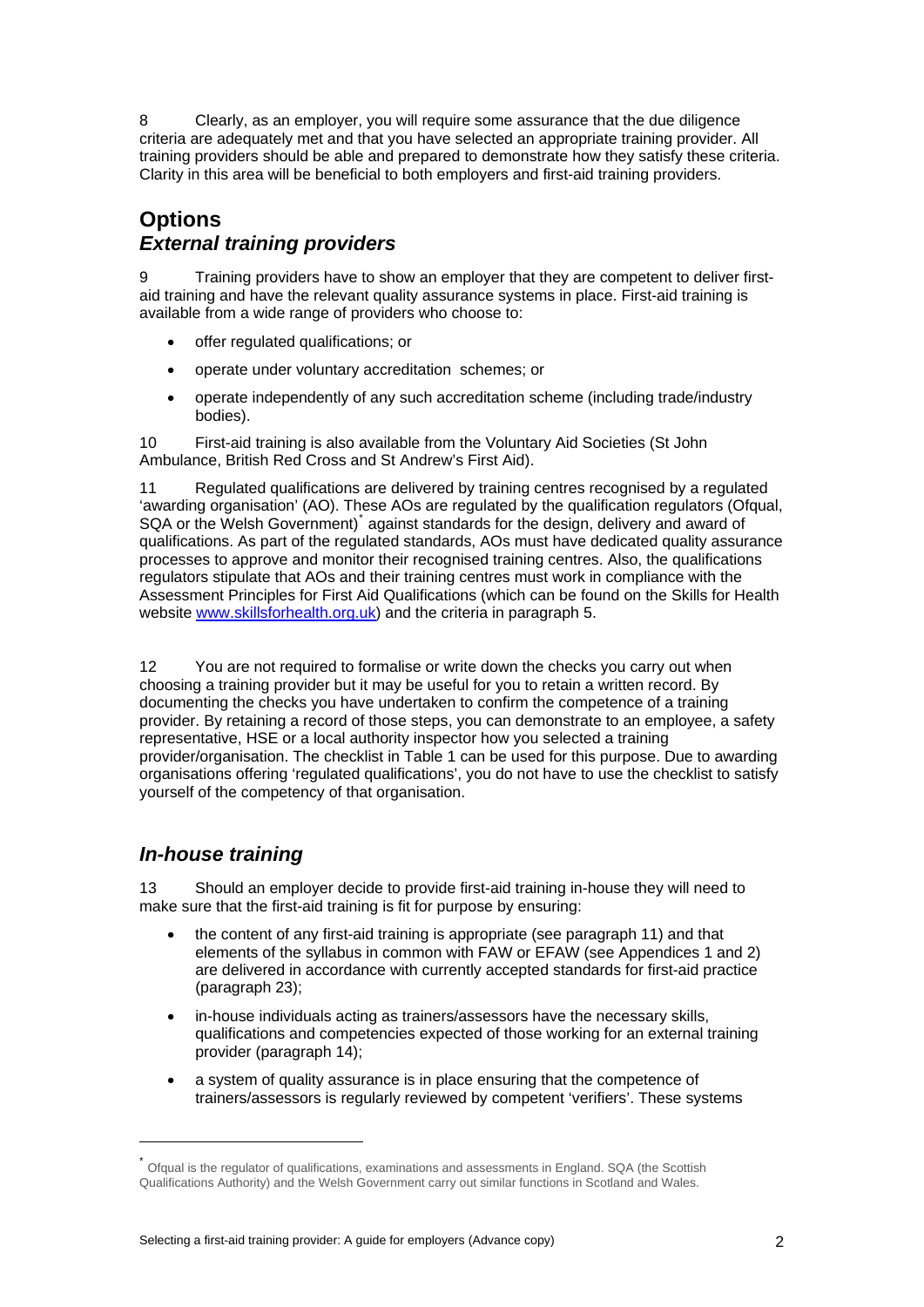8 Clearly, as an employer, you will require some assurance that the due diligence criteria are adequately met and that you have selected an appropriate training provider. All training providers should be able and prepared to demonstrate how they satisfy these criteria. Clarity in this area will be beneficial to both employers and first-aid training providers.

## Options

### *External training providers*

9 Training providers have to show an employer that they are competent to deliver first-aid training and have the relevant quality assurance systems in place. First-aid training is available from a wide range of providers who choose to:

- offer regulated qualifications; or
- operate under voluntary accreditation schemes; or
- operate independently of any such accreditation scheme (including trade/industry bodies).

10 First-aid training is also available from the Voluntary Aid Societies (St John Ambulance, British Red Cross and St Andrew's First Aid).

11 Regulated qualifications are delivered by training centres recognised by a regulated 'awarding organisation' (AO). These AOs are regulated by the qualification regulators (Ofqual, SQA or the Welsh Government)[*] against standards for the design, delivery and award of qualifications. As part of the regulated standards, AOs must have dedicated quality assurance processes to approve and monitor their recognised training centres. Also, the qualifications regulators stipulate that AOs and their training centres must work in compliance with the Assessment Principles for First Aid Qualifications (which can be found on the Skills for Health website www.skillsforhealth.org.uk) and the criteria in paragraph 5.

12 You are not required to formalise or write down the checks you carry out when choosing a training provider but it may be useful for you to retain a written record. By documenting the checks you have undertaken to confirm the competence of a training provider. By retaining a record of those steps, you can demonstrate to an employee, a safety representative, HSE or a local authority inspector how you selected a training provider/organisation. The checklist in Table 1 can be used for this purpose. Due to awarding organisations offering 'regulated qualifications', you do not have to use the checklist to satisfy yourself of the competency of that organisation.

### *In-house training*

13 Should an employer decide to provide first-aid training in-house they will need to make sure that the first-aid training is fit for purpose by ensuring:

- the content of any first-aid training is appropriate (see paragraph 11) and that elements of the syllabus in common with FAW or EFAW (see Appendices 1 and 2) are delivered in accordance with currently accepted standards for first-aid practice (paragraph 23);
- in-house individuals acting as trainers/assessors have the necessary skills, qualifications and competencies expected of those working for an external training provider (paragraph 14);
- a system of quality assurance is in place ensuring that the competence of trainers/assessors is regularly reviewed by competent 'verifiers'. These systems

---

[*] Ofqual is the regulator of qualifications, examinations and assessments in England. SQA (the Scottish Qualifications Authority) and the Welsh Government carry out similar functions in Scotland and Wales.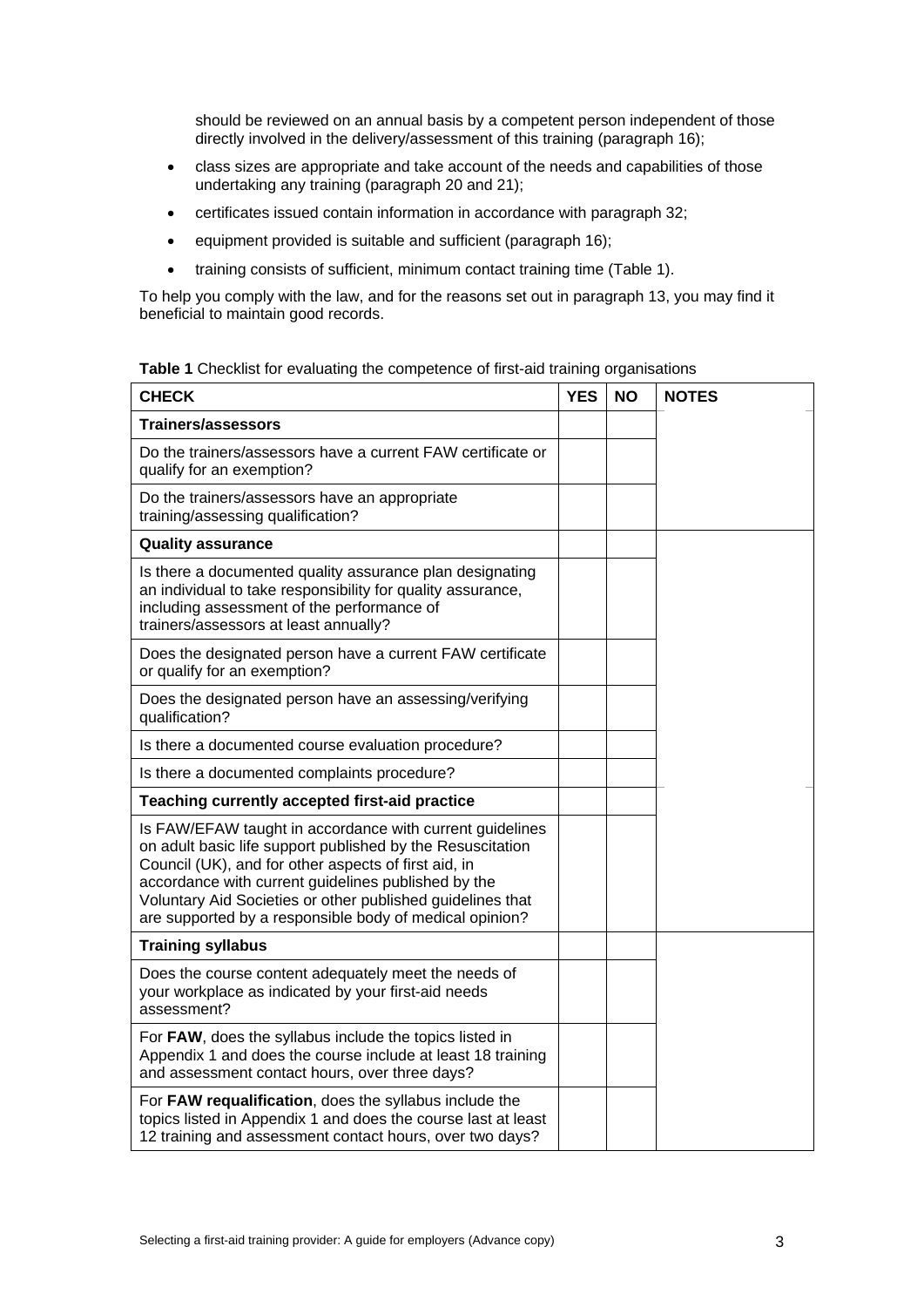should be reviewed on an annual basis by a competent person independent of those directly involved in the delivery/assessment of this training (paragraph 16);

- class sizes are appropriate and take account of the needs and capabilities of those undertaking any training (paragraph 20 and 21);
- certificates issued contain information in accordance with paragraph 32;
- equipment provided is suitable and sufficient (paragraph 16);
- training consists of sufficient, minimum contact training time (Table 1).

To help you comply with the law, and for the reasons set out in paragraph 13, you may find it beneficial to maintain good records.

**Table 1** Checklist for evaluating the competence of first-aid training organisations

| CHECK | YES | NO | NOTES |
|---|---|---|---|
| **Trainers/assessors** | | | |
| Do the trainers/assessors have a current FAW certificate or qualify for an exemption? | | | |
| Do the trainers/assessors have an appropriate training/assessing qualification? | | | |
| **Quality assurance** | | | |
| Is there a documented quality assurance plan designating an individual to take responsibility for quality assurance, including assessment of the performance of trainers/assessors at least annually? | | | |
| Does the designated person have a current FAW certificate or qualify for an exemption? | | | |
| Does the designated person have an assessing/verifying qualification? | | | |
| Is there a documented course evaluation procedure? | | | |
| Is there a documented complaints procedure? | | | |
| **Teaching currently accepted first-aid practice** | | | |
| Is FAW/EFAW taught in accordance with current guidelines on adult basic life support published by the Resuscitation Council (UK), and for other aspects of first aid, in accordance with current guidelines published by the Voluntary Aid Societies or other published guidelines that are supported by a responsible body of medical opinion? | | | |
| **Training syllabus** | | | |
| Does the course content adequately meet the needs of your workplace as indicated by your first-aid needs assessment? | | | |
| For **FAW**, does the syllabus include the topics listed in Appendix 1 and does the course include at least 18 training and assessment contact hours, over three days? | | | |
| For **FAW requalification**, does the syllabus include the topics listed in Appendix 1 and does the course last at least 12 training and assessment contact hours, over two days? | | | |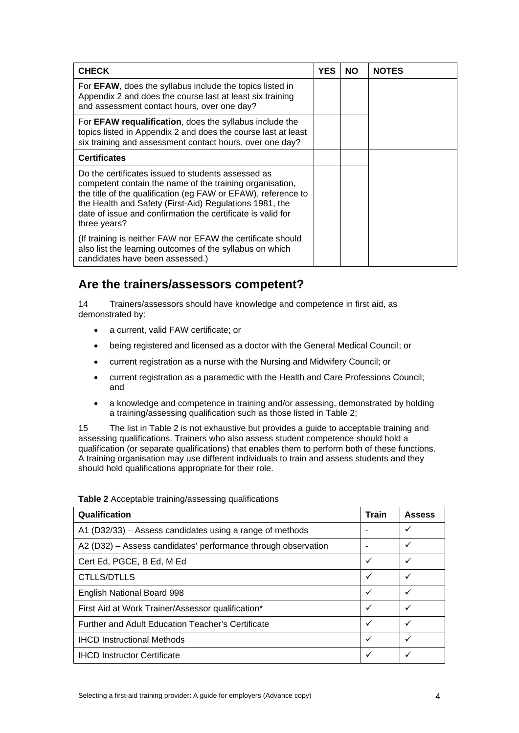| CHECK | YES | NO | NOTES |
|---|---|---|---|
| For **EFAW**, does the syllabus include the topics listed in Appendix 2 and does the course last at least six training and assessment contact hours, over one day? | | | |
| For **EFAW requalification**, does the syllabus include the topics listed in Appendix 2 and does the course last at least six training and assessment contact hours, over one day? | | | |
| **Certificates** | | | |
| Do the certificates issued to students assessed as competent contain the name of the training organisation, the title of the qualification (eg FAW or EFAW), reference to the Health and Safety (First-Aid) Regulations 1981, the date of issue and confirmation the certificate is valid for three years?<br><br>(If training is neither FAW nor EFAW the certificate should also list the learning outcomes of the syllabus on which candidates have been assessed.) | | | |

## Are the trainers/assessors competent?

14 Trainers/assessors should have knowledge and competence in first aid, as demonstrated by:

- a current, valid FAW certificate; or
- being registered and licensed as a doctor with the General Medical Council; or
- current registration as a nurse with the Nursing and Midwifery Council; or
- current registration as a paramedic with the Health and Care Professions Council; and
- a knowledge and competence in training and/or assessing, demonstrated by holding a training/assessing qualification such as those listed in Table 2;

15 The list in Table 2 is not exhaustive but provides a guide to acceptable training and assessing qualifications. Trainers who also assess student competence should hold a qualification (or separate qualifications) that enables them to perform both of these functions. A training organisation may use different individuals to train and assess students and they should hold qualifications appropriate for their role.

**Table 2** Acceptable training/assessing qualifications

| Qualification | Train | Assess |
|---|---|---|
| A1 (D32/33) – Assess candidates using a range of methods | - | ✓ |
| A2 (D32) – Assess candidates' performance through observation | - | ✓ |
| Cert Ed, PGCE, B Ed, M Ed | ✓ | ✓ |
| CTLLS/DTLLS | ✓ | ✓ |
| English National Board 998 | ✓ | ✓ |
| First Aid at Work Trainer/Assessor qualification* | ✓ | ✓ |
| Further and Adult Education Teacher's Certificate | ✓ | ✓ |
| IHCD Instructional Methods | ✓ | ✓ |
| IHCD Instructor Certificate | ✓ | ✓ |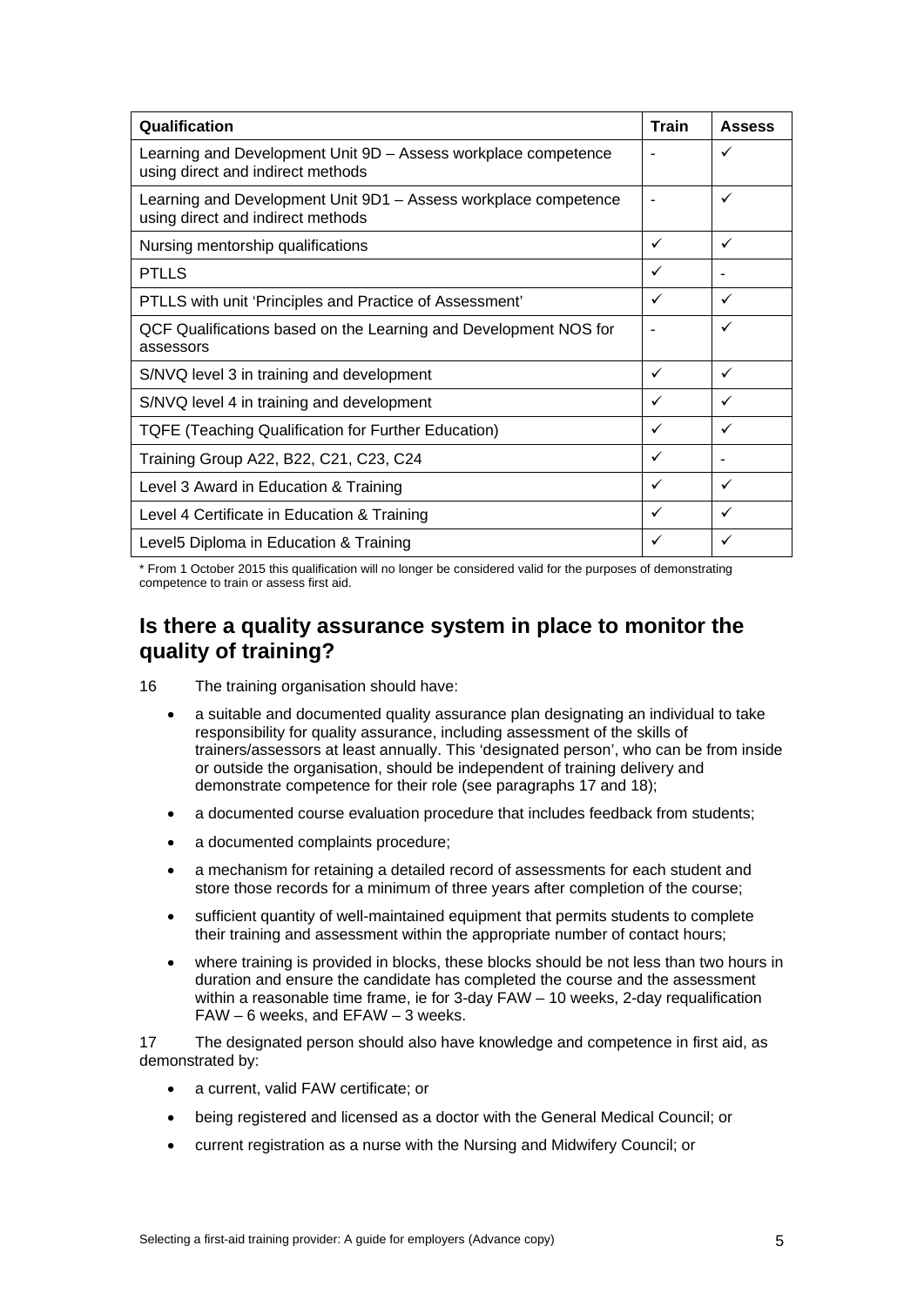| Qualification | Train | Assess |
| --- | --- | --- |
| Learning and Development Unit 9D – Assess workplace competence using direct and indirect methods | - | ✓ |
| Learning and Development Unit 9D1 – Assess workplace competence using direct and indirect methods | - | ✓ |
| Nursing mentorship qualifications | ✓ | ✓ |
| PTLLS | ✓ | - |
| PTLLS with unit 'Principles and Practice of Assessment' | ✓ | ✓ |
| QCF Qualifications based on the Learning and Development NOS for assessors | - | ✓ |
| S/NVQ level 3 in training and development | ✓ | ✓ |
| S/NVQ level 4 in training and development | ✓ | ✓ |
| TQFE (Teaching Qualification for Further Education) | ✓ | ✓ |
| Training Group A22, B22, C21, C23, C24 | ✓ | - |
| Level 3 Award in Education & Training | ✓ | ✓ |
| Level 4 Certificate in Education & Training | ✓ | ✓ |
| Level5 Diploma in Education & Training | ✓ | ✓ |

\* From 1 October 2015 this qualification will no longer be considered valid for the purposes of demonstrating competence to train or assess first aid.

## Is there a quality assurance system in place to monitor the quality of training?

16 The training organisation should have:

- a suitable and documented quality assurance plan designating an individual to take responsibility for quality assurance, including assessment of the skills of trainers/assessors at least annually. This 'designated person', who can be from inside or outside the organisation, should be independent of training delivery and demonstrate competence for their role (see paragraphs 17 and 18);
- a documented course evaluation procedure that includes feedback from students;
- a documented complaints procedure;
- a mechanism for retaining a detailed record of assessments for each student and store those records for a minimum of three years after completion of the course;
- sufficient quantity of well-maintained equipment that permits students to complete their training and assessment within the appropriate number of contact hours;
- where training is provided in blocks, these blocks should be not less than two hours in duration and ensure the candidate has completed the course and the assessment within a reasonable time frame, ie for 3-day FAW – 10 weeks, 2-day requalification FAW – 6 weeks, and EFAW – 3 weeks.

17 The designated person should also have knowledge and competence in first aid, as demonstrated by:

- a current, valid FAW certificate; or
- being registered and licensed as a doctor with the General Medical Council; or
- current registration as a nurse with the Nursing and Midwifery Council; or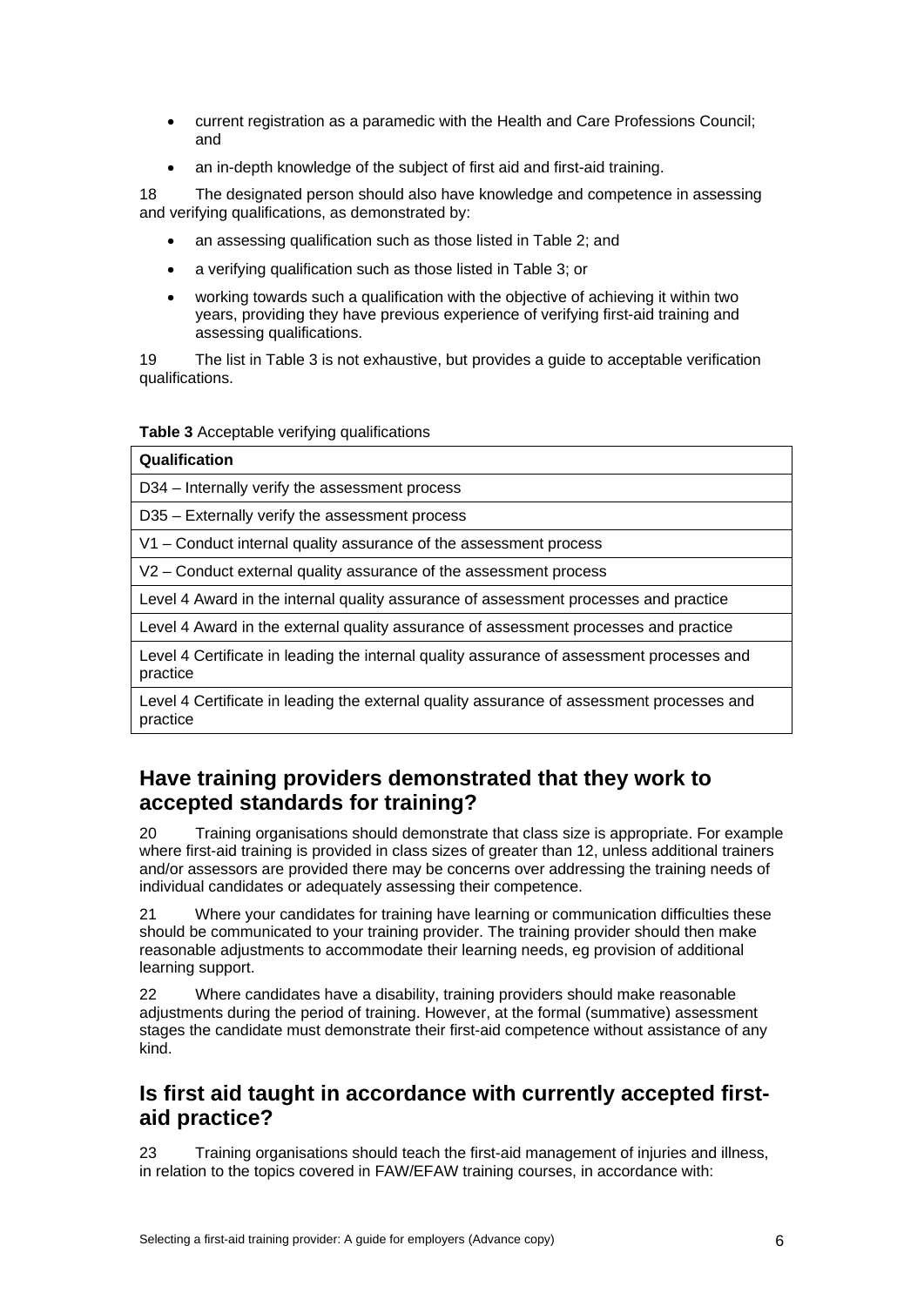- current registration as a paramedic with the Health and Care Professions Council; and
- an in-depth knowledge of the subject of first aid and first-aid training.

18 The designated person should also have knowledge and competence in assessing and verifying qualifications, as demonstrated by:

- an assessing qualification such as those listed in Table 2; and
- a verifying qualification such as those listed in Table 3; or
- working towards such a qualification with the objective of achieving it within two years, providing they have previous experience of verifying first-aid training and assessing qualifications.

19 The list in Table 3 is not exhaustive, but provides a guide to acceptable verification qualifications.

**Table 3** Acceptable verifying qualifications

| Qualification |
|---|
| D34 – Internally verify the assessment process |
| D35 – Externally verify the assessment process |
| V1 – Conduct internal quality assurance of the assessment process |
| V2 – Conduct external quality assurance of the assessment process |
| Level 4 Award in the internal quality assurance of assessment processes and practice |
| Level 4 Award in the external quality assurance of assessment processes and practice |
| Level 4 Certificate in leading the internal quality assurance of assessment processes and practice |
| Level 4 Certificate in leading the external quality assurance of assessment processes and practice |

## Have training providers demonstrated that they work to accepted standards for training?

20 Training organisations should demonstrate that class size is appropriate. For example where first-aid training is provided in class sizes of greater than 12, unless additional trainers and/or assessors are provided there may be concerns over addressing the training needs of individual candidates or adequately assessing their competence.

21 Where your candidates for training have learning or communication difficulties these should be communicated to your training provider. The training provider should then make reasonable adjustments to accommodate their learning needs, eg provision of additional learning support.

22 Where candidates have a disability, training providers should make reasonable adjustments during the period of training. However, at the formal (summative) assessment stages the candidate must demonstrate their first-aid competence without assistance of any kind.

## Is first aid taught in accordance with currently accepted first-aid practice?

23 Training organisations should teach the first-aid management of injuries and illness, in relation to the topics covered in FAW/EFAW training courses, in accordance with: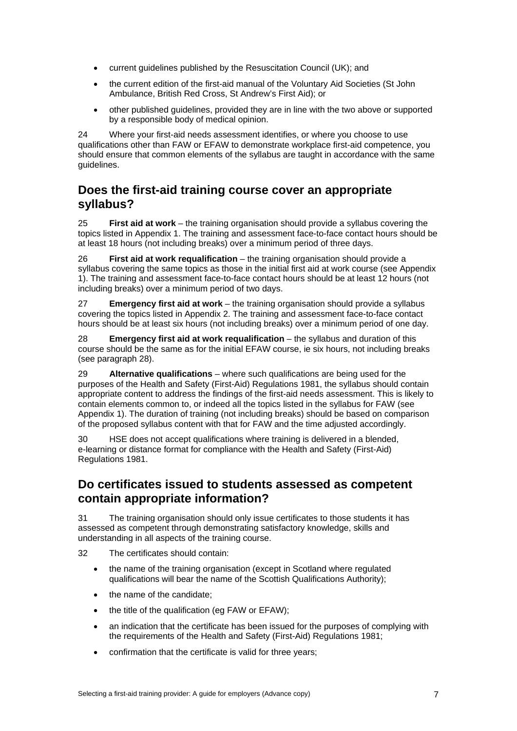- current guidelines published by the Resuscitation Council (UK); and
- the current edition of the first-aid manual of the Voluntary Aid Societies (St John Ambulance, British Red Cross, St Andrew's First Aid); or
- other published guidelines, provided they are in line with the two above or supported by a responsible body of medical opinion.

24 Where your first-aid needs assessment identifies, or where you choose to use qualifications other than FAW or EFAW to demonstrate workplace first-aid competence, you should ensure that common elements of the syllabus are taught in accordance with the same guidelines.

## Does the first-aid training course cover an appropriate syllabus?

25 **First aid at work** – the training organisation should provide a syllabus covering the topics listed in Appendix 1. The training and assessment face-to-face contact hours should be at least 18 hours (not including breaks) over a minimum period of three days.

26 **First aid at work requalification** – the training organisation should provide a syllabus covering the same topics as those in the initial first aid at work course (see Appendix 1). The training and assessment face-to-face contact hours should be at least 12 hours (not including breaks) over a minimum period of two days.

27 **Emergency first aid at work** – the training organisation should provide a syllabus covering the topics listed in Appendix 2. The training and assessment face-to-face contact hours should be at least six hours (not including breaks) over a minimum period of one day.

28 **Emergency first aid at work requalification** – the syllabus and duration of this course should be the same as for the initial EFAW course, ie six hours, not including breaks (see paragraph 28).

29 **Alternative qualifications** – where such qualifications are being used for the purposes of the Health and Safety (First-Aid) Regulations 1981, the syllabus should contain appropriate content to address the findings of the first-aid needs assessment. This is likely to contain elements common to, or indeed all the topics listed in the syllabus for FAW (see Appendix 1). The duration of training (not including breaks) should be based on comparison of the proposed syllabus content with that for FAW and the time adjusted accordingly.

30 HSE does not accept qualifications where training is delivered in a blended, e-learning or distance format for compliance with the Health and Safety (First-Aid) Regulations 1981.

## Do certificates issued to students assessed as competent contain appropriate information?

31 The training organisation should only issue certificates to those students it has assessed as competent through demonstrating satisfactory knowledge, skills and understanding in all aspects of the training course.

32 The certificates should contain:

- the name of the training organisation (except in Scotland where regulated qualifications will bear the name of the Scottish Qualifications Authority);
- the name of the candidate;
- the title of the qualification (eg FAW or EFAW);
- an indication that the certificate has been issued for the purposes of complying with the requirements of the Health and Safety (First-Aid) Regulations 1981;
- confirmation that the certificate is valid for three years;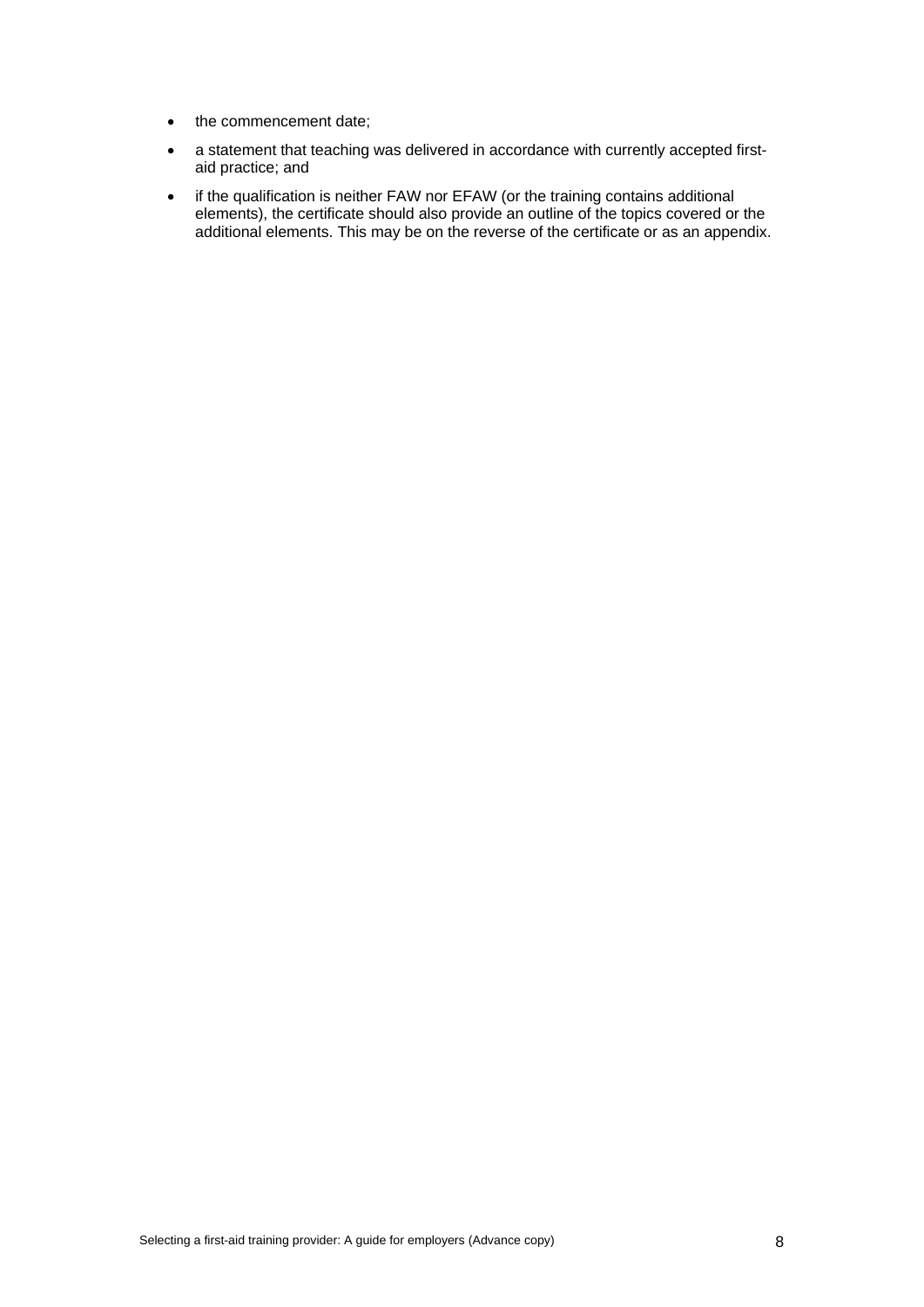- the commencement date;
- a statement that teaching was delivered in accordance with currently accepted first-aid practice; and
- if the qualification is neither FAW nor EFAW (or the training contains additional elements), the certificate should also provide an outline of the topics covered or the additional elements. This may be on the reverse of the certificate or as an appendix.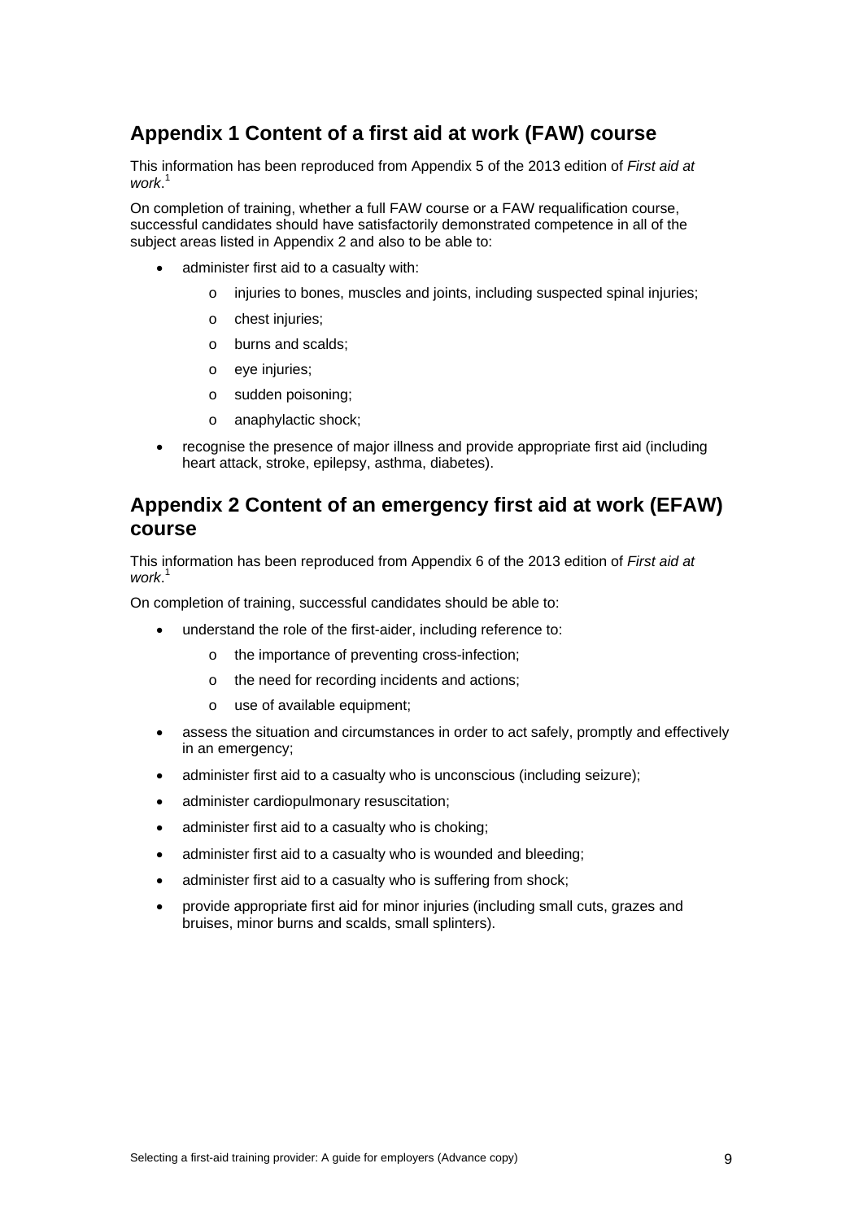## Appendix 1 Content of a first aid at work (FAW) course

This information has been reproduced from Appendix 5 of the 2013 edition of *First aid at work*.[1]

On completion of training, whether a full FAW course or a FAW requalification course, successful candidates should have satisfactorily demonstrated competence in all of the subject areas listed in Appendix 2 and also to be able to:

- administer first aid to a casualty with:
  - injuries to bones, muscles and joints, including suspected spinal injuries;
  - chest injuries;
  - burns and scalds;
  - eye injuries;
  - sudden poisoning;
  - anaphylactic shock;
- recognise the presence of major illness and provide appropriate first aid (including heart attack, stroke, epilepsy, asthma, diabetes).

## Appendix 2 Content of an emergency first aid at work (EFAW) course

This information has been reproduced from Appendix 6 of the 2013 edition of *First aid at work*.[1]

On completion of training, successful candidates should be able to:

- understand the role of the first-aider, including reference to:
  - the importance of preventing cross-infection;
  - the need for recording incidents and actions;
  - use of available equipment;
- assess the situation and circumstances in order to act safely, promptly and effectively in an emergency;
- administer first aid to a casualty who is unconscious (including seizure);
- administer cardiopulmonary resuscitation;
- administer first aid to a casualty who is choking;
- administer first aid to a casualty who is wounded and bleeding;
- administer first aid to a casualty who is suffering from shock;
- provide appropriate first aid for minor injuries (including small cuts, grazes and bruises, minor burns and scalds, small splinters).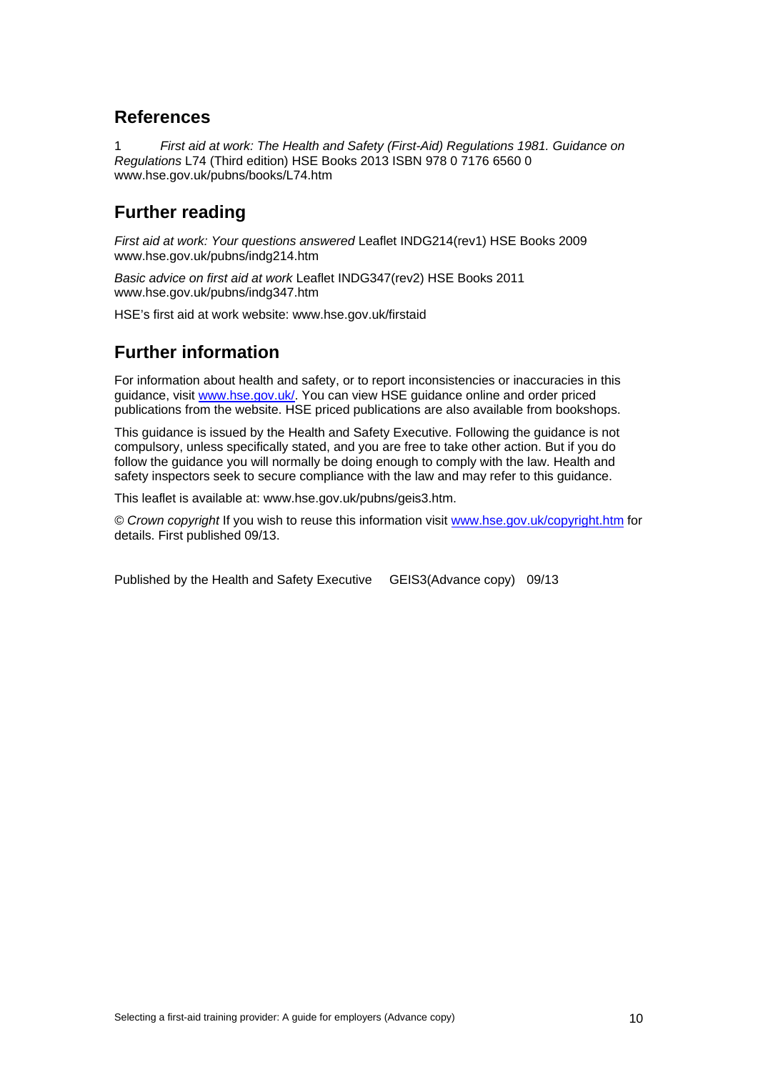## References

1 *First aid at work: The Health and Safety (First-Aid) Regulations 1981. Guidance on Regulations* L74 (Third edition) HSE Books 2013 ISBN 978 0 7176 6560 0 www.hse.gov.uk/pubns/books/L74.htm

## Further reading

*First aid at work: Your questions answered* Leaflet INDG214(rev1) HSE Books 2009 www.hse.gov.uk/pubns/indg214.htm

*Basic advice on first aid at work* Leaflet INDG347(rev2) HSE Books 2011 www.hse.gov.uk/pubns/indg347.htm

HSE's first aid at work website: www.hse.gov.uk/firstaid

## Further information

For information about health and safety, or to report inconsistencies or inaccuracies in this guidance, visit www.hse.gov.uk/. You can view HSE guidance online and order priced publications from the website. HSE priced publications are also available from bookshops.

This guidance is issued by the Health and Safety Executive. Following the guidance is not compulsory, unless specifically stated, and you are free to take other action. But if you do follow the guidance you will normally be doing enough to comply with the law. Health and safety inspectors seek to secure compliance with the law and may refer to this guidance.

This leaflet is available at: www.hse.gov.uk/pubns/geis3.htm.

© *Crown copyright* If you wish to reuse this information visit www.hse.gov.uk/copyright.htm for details. First published 09/13.

Published by the Health and Safety Executive GEIS3(Advance copy) 09/13